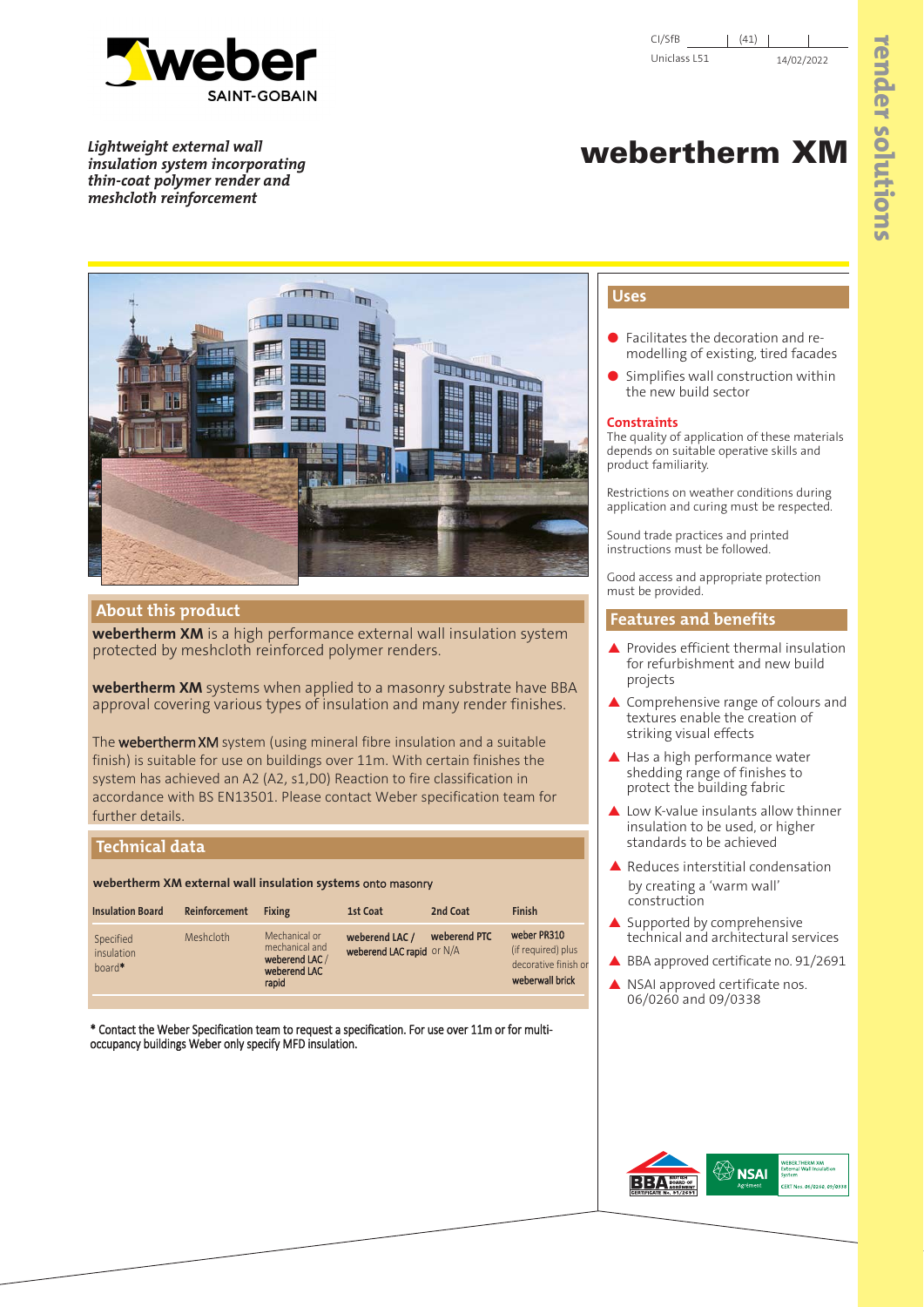CI/SfB (41)

Uniclass L51 14/02/2022

*Lightweight external wall insulation system incorporating thin-coat polymer render and meshcloth reinforcement*

# webertherm XM

## Uses

- Facilitates the decoration and re-modelling of existing, tired facades
- Simplifies wall construction within the new build sector

### Constraints

The quality of application of these materials depends on suitable operative skills and product familiarity.

Restrictions on weather conditions during application and curing must be respected.

Sound trade practices and printed instructions must be followed.

Good access and appropriate protection must be provided.

## Features and benefits

- Provides efficient thermal insulation for refurbishment and new build projects
- Comprehensive range of colours and textures enable the creation of striking visual effects
- Has a high performance water shedding range of finishes to protect the building fabric
- Low K-value insulants allow thinner insulation to be used, or higher standards to be achieved
- Reduces interstitial condensation by creating a 'warm wall' construction
- Supported by comprehensive technical and architectural services
- BBA approved certificate no. 91/2691
- NSAI approved certificate nos. 06/0260 and 09/0338

## About this product

**webertherm XM** is a high performance external wall insulation system protected by meshcloth reinforced polymer renders.

**webertherm XM** systems when applied to a masonry substrate have BBA approval covering various types of insulation and many render finishes.

The **webertherm XM** system (using mineral fibre insulation and a suitable finish) is suitable for use on buildings over 11m. With certain finishes the system has achieved an A2 (A2, s1,D0) Reaction to fire classification in accordance with BS EN13501. Please contact Weber specification team for further details.

## Technical data

**webertherm XM external wall insulation systems** onto masonry

| Insulation Board | Reinforcement | Fixing | 1st Coat | 2nd Coat | Finish |
|---|---|---|---|---|---|
| Specified insulation board* | Meshcloth | Mechanical or mechanical and **weberend LAC / weberend LAC rapid** | **weberend LAC / weberend LAC rapid** or N/A | **weberend PTC** | **weber PR310** (if required) plus decorative finish or **weberwall brick** |

\* Contact the Weber Specification team to request a specification. For use over 11m or for multi-occupancy buildings Weber only specify MFD insulation.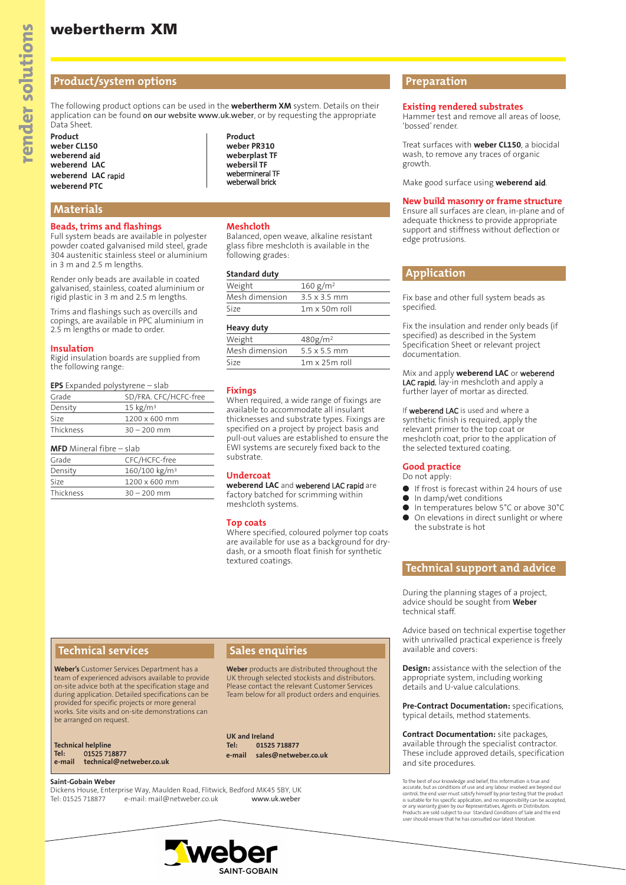# webertherm XM

## Product/system options

The following product options can be used in the **webertherm XM** system. Details on their application can be found on our website www.uk.weber, or by requesting the appropriate Data Sheet.

**Product**
**weber CL150**
**weberend aid**
**weberend LAC**
**weberend LAC rapid**
**weberend PTC**

**Product**
**weber PR310**
**weberplast TF**
**webersil TF**
**webermineral TF**
**weberwall brick**

## Materials

### Beads, trims and flashings

Full system beads are available in polyester powder coated galvanised mild steel, grade 304 austenitic stainless steel or aluminium in 3 m and 2.5 m lengths.

Render only beads are available in coated galvanised, stainless, coated aluminium or rigid plastic in 3 m and 2.5 m lengths.

Trims and flashings such as overcills and copings, are available in PPC aluminium in 2.5 m lengths or made to order.

### Insulation

Rigid insulation boards are supplied from the following range:

**EPS** Expanded polystyrene – slab

| | |
|---|---|
| Grade | SD/FRA. CFC/HCFC-free |
| Density | 15 kg/m³ |
| Size | 1200 x 600 mm |
| Thickness | 30 – 200 mm |

**MFD** Mineral fibre – slab

| | |
|---|---|
| Grade | CFC/HCFC-free |
| Density | 160/100 kg/m³ |
| Size | 1200 x 600 mm |
| Thickness | 30 – 200 mm |

### Meshcloth

Balanced, open weave, alkaline resistant glass fibre meshcloth is available in the following grades:

**Standard duty**

| | |
|---|---|
| Weight | 160 g/m² |
| Mesh dimension | 3.5 x 3.5 mm |
| Size | 1m x 50m roll |

**Heavy duty**

| | |
|---|---|
| Weight | 480g/m² |
| Mesh dimension | 5.5 x 5.5 mm |
| Size | 1m x 25m roll |

### Fixings

When required, a wide range of fixings are available to accommodate all insulant thicknesses and substrate types. Fixings are specified on a project by project basis and pull-out values are established to ensure the EWI systems are securely fixed back to the substrate.

### Undercoat

**weberend LAC** and **weberend LAC rapid** are factory batched for scrimming within meshcloth systems.

### Top coats

Where specified, coloured polymer top coats are available for use as a background for dry-dash, or a smooth float finish for synthetic textured coatings.

## Preparation

### Existing rendered substrates

Hammer test and remove all areas of loose, 'bossed' render.

Treat surfaces with **weber CL150**, a biocidal wash, to remove any traces of organic growth.

Make good surface using **weberend aid**.

### New build masonry or frame structure

Ensure all surfaces are clean, in-plane and of adequate thickness to provide appropriate support and stiffness without deflection or edge protrusions.

## Application

Fix base and other full system beads as specified.

Fix the insulation and render only beads (if specified) as described in the System Specification Sheet or relevant project documentation.

Mix and apply **weberend LAC** or **weberend LAC rapid**, lay-in meshcloth and apply a further layer of mortar as directed.

If **weberend LAC** is used and where a synthetic finish is required, apply the relevant primer to the top coat or meshcloth coat, prior to the application of the selected textured coating.

### Good practice

Do not apply:

- If frost is forecast within 24 hours of use
- In damp/wet conditions
- In temperatures below 5°C or above 30°C
- On elevations in direct sunlight or where the substrate is hot

## Technical support and advice

During the planning stages of a project, advice should be sought from **Weber** technical staff.

Advice based on technical expertise together with unrivalled practical experience is freely available and covers:

**Design:** assistance with the selection of the appropriate system, including working details and U-value calculations.

**Pre-Contract Documentation:** specifications, typical details, method statements.

**Contract Documentation:** site packages, available through the specialist contractor. These include approved details, specification and site procedures.

## Technical services

**Weber's** Customer Services Department has a team of experienced advisors available to provide on-site advice both at the specification stage and during application. Detailed specifications can be provided for specific projects or more general works. Site visits and on-site demonstrations can be arranged on request.

**Technical helpline**
**Tel: 01525 718877**
**e-mail technical@netweber.co.uk**

## Sales enquiries

**Weber** products are distributed throughout the UK through selected stockists and distributors. Please contact the relevant Customer Services Team below for all product orders and enquiries.

**UK and Ireland**
**Tel: 01525 718877**
**e-mail sales@netweber.co.uk**

**Saint-Gobain Weber**
Dickens House, Enterprise Way, Maulden Road, Flitwick, Bedford MK45 5BY, UK
Tel: 01525 718877 e-mail: mail@netweber.co.uk www.uk.weber

To the best of our knowledge and belief, this information is true and accurate, but as conditions of use and any labour involved are beyond our control, the end user must satisfy himself by prior testing that the product is suitable for his specific application, and no responsibility can be accepted, or any warranty given by our Representatives, Agents or Distributors. Products are sold subject to our Standard Conditions of Sale and the end user should ensure that he has consulted our latest literature.

weber SAINT-GOBAIN